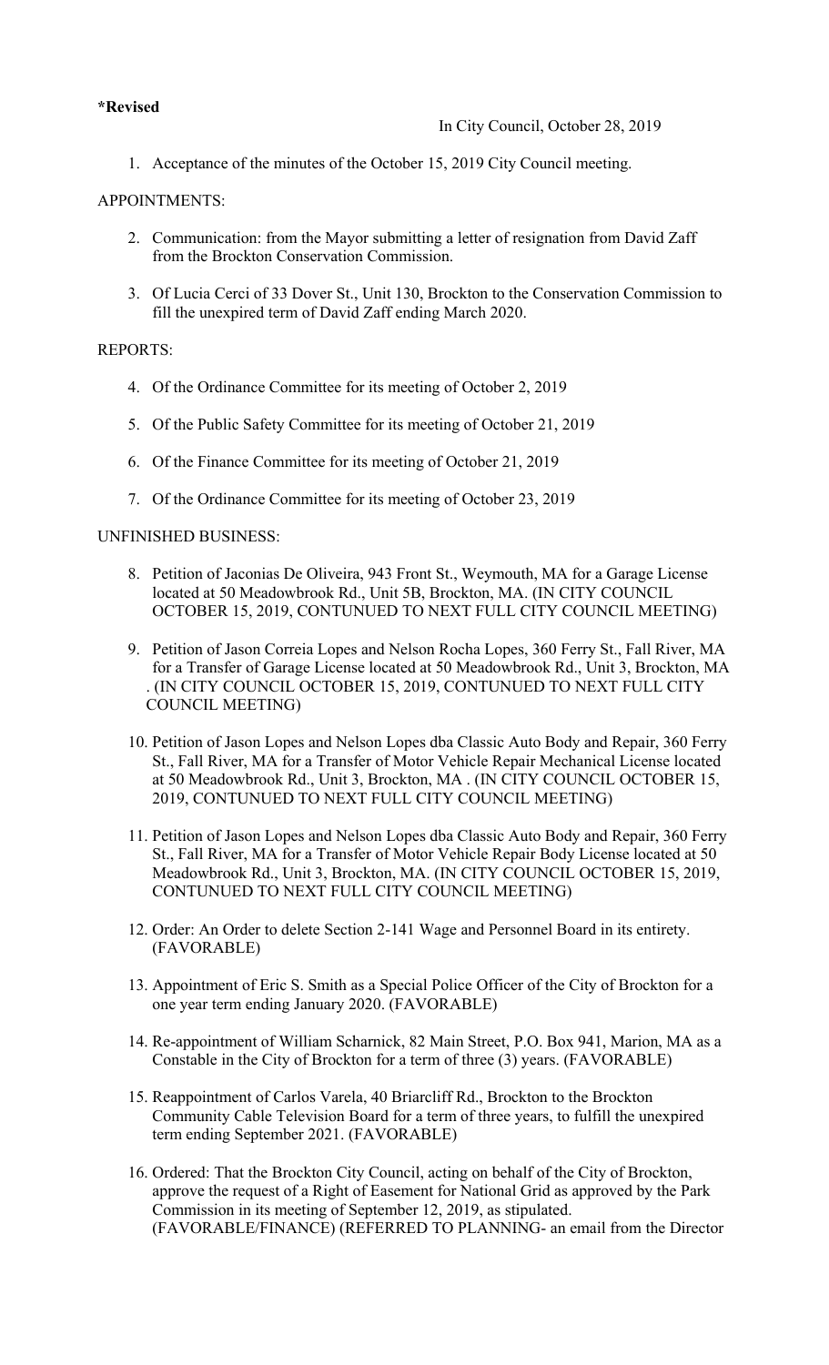**\*Revised**

In City Council, October 28, 2019

1. Acceptance of the minutes of the October 15, 2019 City Council meeting.

APPOINTMENTS:

2. Communication: from the Mayor submitting a letter of resignation from David Zaff from the Brockton Conservation Commission.

3. Of Lucia Cerci of 33 Dover St., Unit 130, Brockton to the Conservation Commission to fill the unexpired term of David Zaff ending March 2020.

REPORTS:

4. Of the Ordinance Committee for its meeting of October 2, 2019

5. Of the Public Safety Committee for its meeting of October 21, 2019

6. Of the Finance Committee for its meeting of October 21, 2019

7. Of the Ordinance Committee for its meeting of October 23, 2019

UNFINISHED BUSINESS:

8. Petition of Jaconias De Oliveira, 943 Front St., Weymouth, MA for a Garage License located at 50 Meadowbrook Rd., Unit 5B, Brockton, MA. (IN CITY COUNCIL OCTOBER 15, 2019, CONTUNUED TO NEXT FULL CITY COUNCIL MEETING)

9. Petition of Jason Correia Lopes and Nelson Rocha Lopes, 360 Ferry St., Fall River, MA for a Transfer of Garage License located at 50 Meadowbrook Rd., Unit 3, Brockton, MA . (IN CITY COUNCIL OCTOBER 15, 2019, CONTUNUED TO NEXT FULL CITY COUNCIL MEETING)

10. Petition of Jason Lopes and Nelson Lopes dba Classic Auto Body and Repair, 360 Ferry St., Fall River, MA for a Transfer of Motor Vehicle Repair Mechanical License located at 50 Meadowbrook Rd., Unit 3, Brockton, MA . (IN CITY COUNCIL OCTOBER 15, 2019, CONTUNUED TO NEXT FULL CITY COUNCIL MEETING)

11. Petition of Jason Lopes and Nelson Lopes dba Classic Auto Body and Repair, 360 Ferry St., Fall River, MA for a Transfer of Motor Vehicle Repair Body License located at 50 Meadowbrook Rd., Unit 3, Brockton, MA. (IN CITY COUNCIL OCTOBER 15, 2019, CONTUNUED TO NEXT FULL CITY COUNCIL MEETING)

12. Order: An Order to delete Section 2-141 Wage and Personnel Board in its entirety. (FAVORABLE)

13. Appointment of Eric S. Smith as a Special Police Officer of the City of Brockton for a one year term ending January 2020. (FAVORABLE)

14. Re-appointment of William Scharnick, 82 Main Street, P.O. Box 941, Marion, MA as a Constable in the City of Brockton for a term of three (3) years. (FAVORABLE)

15. Reappointment of Carlos Varela, 40 Briarcliff Rd., Brockton to the Brockton Community Cable Television Board for a term of three years, to fulfill the unexpired term ending September 2021. (FAVORABLE)

16. Ordered: That the Brockton City Council, acting on behalf of the City of Brockton, approve the request of a Right of Easement for National Grid as approved by the Park Commission in its meeting of September 12, 2019, as stipulated. (FAVORABLE/FINANCE) (REFERRED TO PLANNING- an email from the Director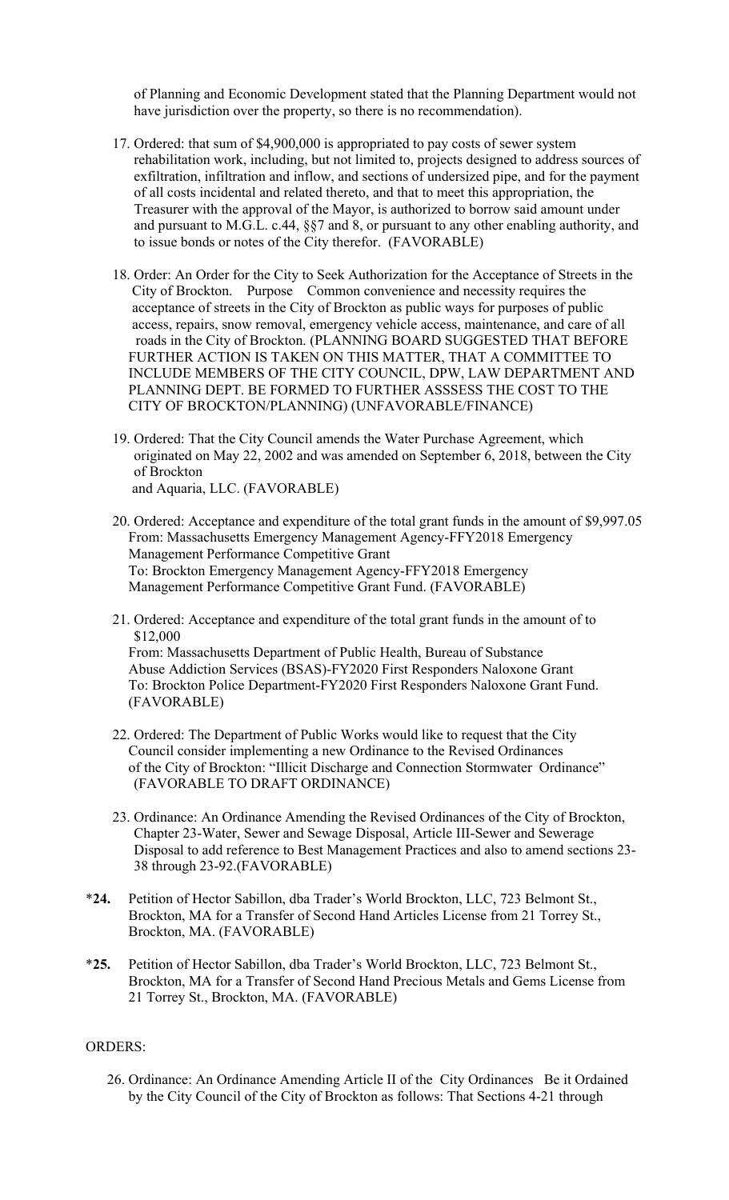of Planning and Economic Development stated that the Planning Department would not have jurisdiction over the property, so there is no recommendation).

17. Ordered: that sum of $4,900,000 is appropriated to pay costs of sewer system rehabilitation work, including, but not limited to, projects designed to address sources of exfiltration, infiltration and inflow, and sections of undersized pipe, and for the payment of all costs incidental and related thereto, and that to meet this appropriation, the Treasurer with the approval of the Mayor, is authorized to borrow said amount under and pursuant to M.G.L. c.44, §§7 and 8, or pursuant to any other enabling authority, and to issue bonds or notes of the City therefor. (FAVORABLE)

18. Order: An Order for the City to Seek Authorization for the Acceptance of Streets in the City of Brockton. Purpose Common convenience and necessity requires the acceptance of streets in the City of Brockton as public ways for purposes of public access, repairs, snow removal, emergency vehicle access, maintenance, and care of all roads in the City of Brockton. (PLANNING BOARD SUGGESTED THAT BEFORE FURTHER ACTION IS TAKEN ON THIS MATTER, THAT A COMMITTEE TO INCLUDE MEMBERS OF THE CITY COUNCIL, DPW, LAW DEPARTMENT AND PLANNING DEPT. BE FORMED TO FURTHER ASSSESS THE COST TO THE CITY OF BROCKTON/PLANNING) (UNFAVORABLE/FINANCE)

19. Ordered: That the City Council amends the Water Purchase Agreement, which originated on May 22, 2002 and was amended on September 6, 2018, between the City of Brockton
and Aquaria, LLC. (FAVORABLE)

20. Ordered: Acceptance and expenditure of the total grant funds in the amount of $9,997.05
From: Massachusetts Emergency Management Agency-FFY2018 Emergency Management Performance Competitive Grant
To: Brockton Emergency Management Agency-FFY2018 Emergency Management Performance Competitive Grant Fund. (FAVORABLE)

21. Ordered: Acceptance and expenditure of the total grant funds in the amount of to $12,000
From: Massachusetts Department of Public Health, Bureau of Substance Abuse Addiction Services (BSAS)-FY2020 First Responders Naloxone Grant
To: Brockton Police Department-FY2020 First Responders Naloxone Grant Fund. (FAVORABLE)

22. Ordered: The Department of Public Works would like to request that the City Council consider implementing a new Ordinance to the Revised Ordinances of the City of Brockton: "Illicit Discharge and Connection Stormwater Ordinance" (FAVORABLE TO DRAFT ORDINANCE)

23. Ordinance: An Ordinance Amending the Revised Ordinances of the City of Brockton, Chapter 23-Water, Sewer and Sewage Disposal, Article III-Sewer and Sewerage Disposal to add reference to Best Management Practices and also to amend sections 23-38 through 23-92.(FAVORABLE)

*__24.__ Petition of Hector Sabillon, dba Trader's World Brockton, LLC, 723 Belmont St., Brockton, MA for a Transfer of Second Hand Articles License from 21 Torrey St., Brockton, MA. (FAVORABLE)

*__25.__ Petition of Hector Sabillon, dba Trader's World Brockton, LLC, 723 Belmont St., Brockton, MA for a Transfer of Second Hand Precious Metals and Gems License from 21 Torrey St., Brockton, MA. (FAVORABLE)

ORDERS:

26. Ordinance: An Ordinance Amending Article II of the City Ordinances Be it Ordained by the City Council of the City of Brockton as follows: That Sections 4-21 through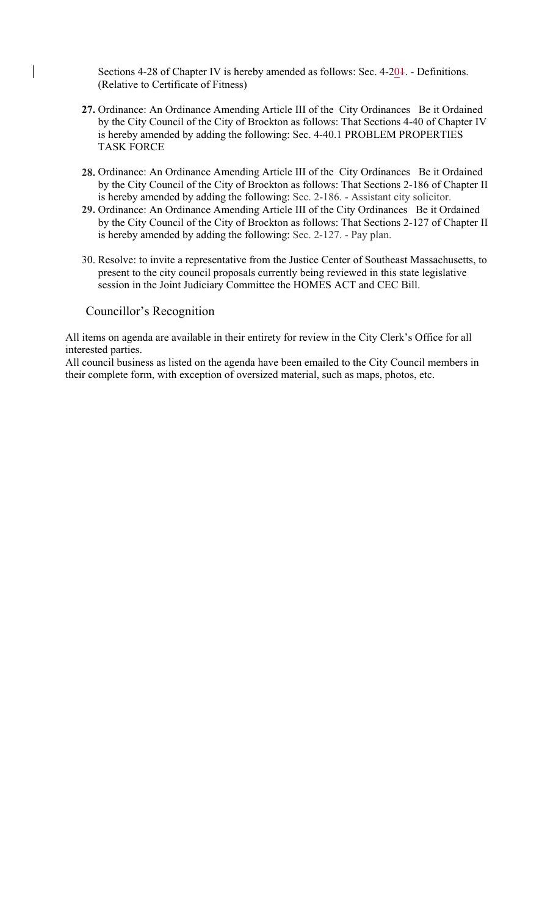Sections 4-28 of Chapter IV is hereby amended as follows: Sec. 4-201. - Definitions. (Relative to Certificate of Fitness)

27. Ordinance: An Ordinance Amending Article III of the City Ordinances Be it Ordained by the City Council of the City of Brockton as follows: That Sections 4-40 of Chapter IV is hereby amended by adding the following: Sec. 4-40.1 PROBLEM PROPERTIES TASK FORCE

28. Ordinance: An Ordinance Amending Article III of the City Ordinances Be it Ordained by the City Council of the City of Brockton as follows: That Sections 2-186 of Chapter II is hereby amended by adding the following: Sec. 2-186. - Assistant city solicitor.

29. Ordinance: An Ordinance Amending Article III of the City Ordinances Be it Ordained by the City Council of the City of Brockton as follows: That Sections 2-127 of Chapter II is hereby amended by adding the following: Sec. 2-127. - Pay plan.

30. Resolve: to invite a representative from the Justice Center of Southeast Massachusetts, to present to the city council proposals currently being reviewed in this state legislative session in the Joint Judiciary Committee the HOMES ACT and CEC Bill.

Councillor's Recognition

All items on agenda are available in their entirety for review in the City Clerk's Office for all interested parties.
All council business as listed on the agenda have been emailed to the City Council members in their complete form, with exception of oversized material, such as maps, photos, etc.